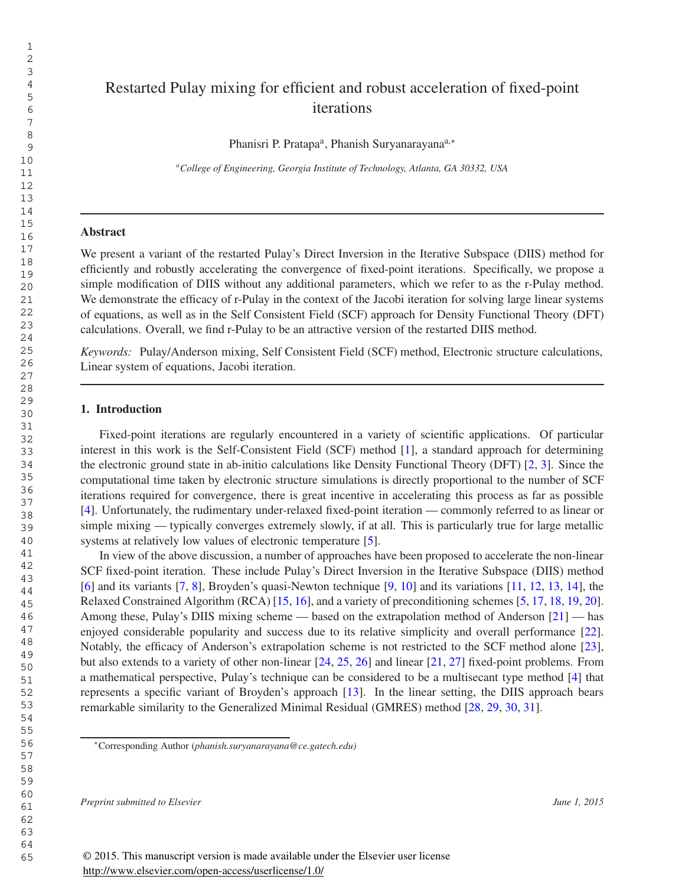# Restarted Pulay mixing for efficient and robust acceleration of fixed-point iterations

Phanisri P. Pratapa[a], Phanish Suryanarayana[a,*]

[a]*College of Engineering, Georgia Institute of Technology, Atlanta, GA 30332, USA*

---

## Abstract

We present a variant of the restarted Pulay's Direct Inversion in the Iterative Subspace (DIIS) method for efficiently and robustly accelerating the convergence of fixed-point iterations. Specifically, we propose a simple modification of DIIS without any additional parameters, which we refer to as the r-Pulay method. We demonstrate the efficacy of r-Pulay in the context of the Jacobi iteration for solving large linear systems of equations, as well as in the Self Consistent Field (SCF) approach for Density Functional Theory (DFT) calculations. Overall, we find r-Pulay to be an attractive version of the restarted DIIS method.

*Keywords:* Pulay/Anderson mixing, Self Consistent Field (SCF) method, Electronic structure calculations, Linear system of equations, Jacobi iteration.

---

## 1. Introduction

Fixed-point iterations are regularly encountered in a variety of scientific applications. Of particular interest in this work is the Self-Consistent Field (SCF) method [1], a standard approach for determining the electronic ground state in ab-initio calculations like Density Functional Theory (DFT) [2, 3]. Since the computational time taken by electronic structure simulations is directly proportional to the number of SCF iterations required for convergence, there is great incentive in accelerating this process as far as possible [4]. Unfortunately, the rudimentary under-relaxed fixed-point iteration — commonly referred to as linear or simple mixing — typically converges extremely slowly, if at all. This is particularly true for large metallic systems at relatively low values of electronic temperature [5].

In view of the above discussion, a number of approaches have been proposed to accelerate the non-linear SCF fixed-point iteration. These include Pulay's Direct Inversion in the Iterative Subspace (DIIS) method [6] and its variants [7, 8], Broyden's quasi-Newton technique [9, 10] and its variations [11, 12, 13, 14], the Relaxed Constrained Algorithm (RCA) [15, 16], and a variety of preconditioning schemes [5, 17, 18, 19, 20]. Among these, Pulay's DIIS mixing scheme — based on the extrapolation method of Anderson [21] — has enjoyed considerable popularity and success due to its relative simplicity and overall performance [22]. Notably, the efficacy of Anderson's extrapolation scheme is not restricted to the SCF method alone [23], but also extends to a variety of other non-linear [24, 25, 26] and linear [21, 27] fixed-point problems. From a mathematical perspective, Pulay's technique can be considered to be a multisecant type method [4] that represents a specific variant of Broyden's approach [13]. In the linear setting, the DIIS approach bears remarkable similarity to the Generalized Minimal Residual (GMRES) method [28, 29, 30, 31].

*Corresponding Author (*phanish.suryanarayana@ce.gatech.edu*)

*Preprint submitted to Elsevier* *June 1, 2015*

© 2015. This manuscript version is made available under the Elsevier user license http://www.elsevier.com/open-access/userlicense/1.0/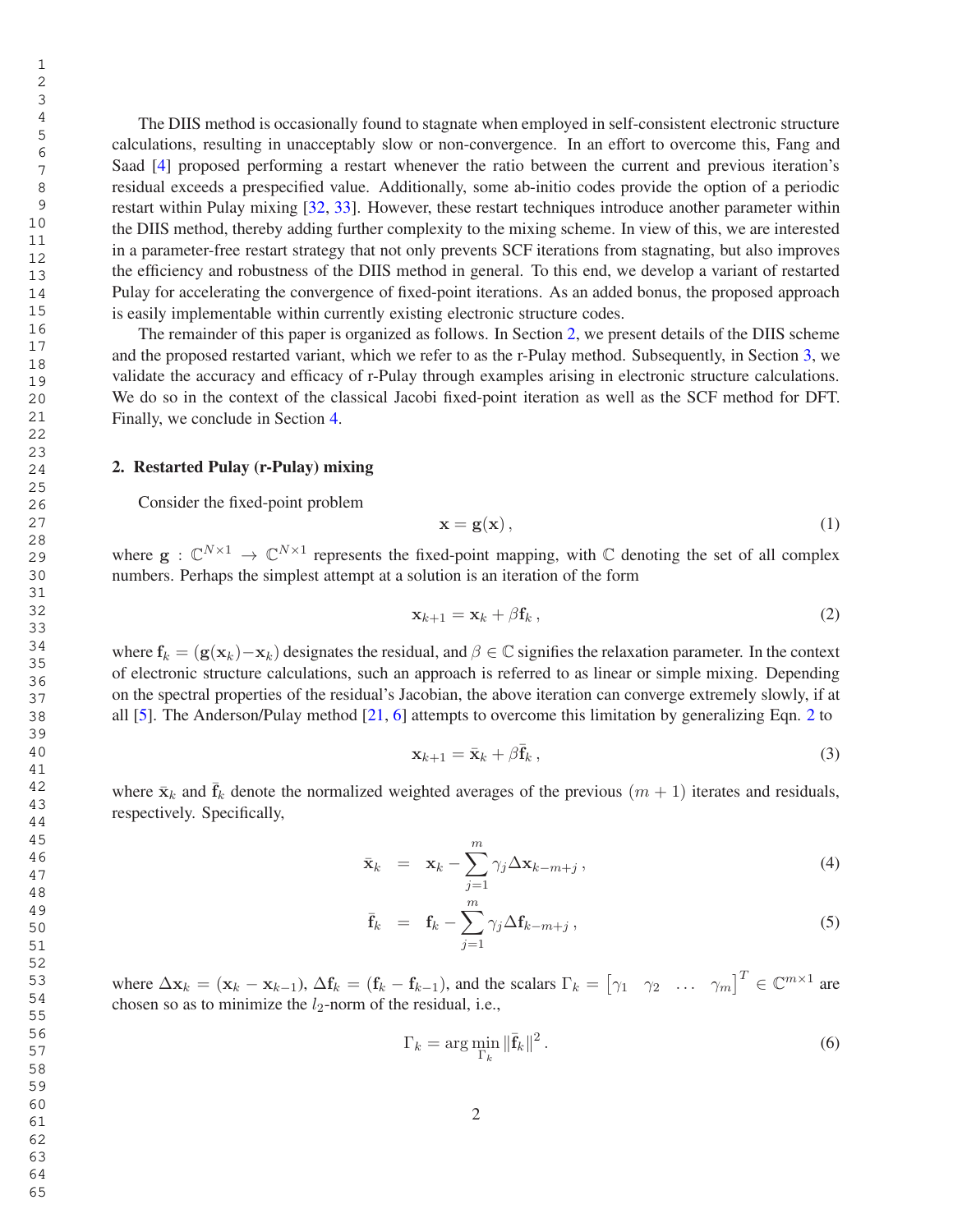The DIIS method is occasionally found to stagnate when employed in self-consistent electronic structure calculations, resulting in unacceptably slow or non-convergence. In an effort to overcome this, Fang and Saad [4] proposed performing a restart whenever the ratio between the current and previous iteration's residual exceeds a prespecified value. Additionally, some ab-initio codes provide the option of a periodic restart within Pulay mixing [32, 33]. However, these restart techniques introduce another parameter within the DIIS method, thereby adding further complexity to the mixing scheme. In view of this, we are interested in a parameter-free restart strategy that not only prevents SCF iterations from stagnating, but also improves the efficiency and robustness of the DIIS method in general. To this end, we develop a variant of restarted Pulay for accelerating the convergence of fixed-point iterations. As an added bonus, the proposed approach is easily implementable within currently existing electronic structure codes.

The remainder of this paper is organized as follows. In Section 2, we present details of the DIIS scheme and the proposed restarted variant, which we refer to as the r-Pulay method. Subsequently, in Section 3, we validate the accuracy and efficacy of r-Pulay through examples arising in electronic structure calculations. We do so in the context of the classical Jacobi fixed-point iteration as well as the SCF method for DFT. Finally, we conclude in Section 4.

## 2. Restarted Pulay (r-Pulay) mixing

Consider the fixed-point problem

$$\mathbf{x} = \mathbf{g}(\mathbf{x})\,, \tag{1}$$

where $\mathbf{g} : \mathbb{C}^{N\times 1} \to \mathbb{C}^{N\times 1}$ represents the fixed-point mapping, with $\mathbb{C}$ denoting the set of all complex numbers. Perhaps the simplest attempt at a solution is an iteration of the form

$$\mathbf{x}_{k+1} = \mathbf{x}_k + \beta \mathbf{f}_k\,, \tag{2}$$

where $\mathbf{f}_k = (\mathbf{g}(\mathbf{x}_k) - \mathbf{x}_k)$ designates the residual, and $\beta \in \mathbb{C}$ signifies the relaxation parameter. In the context of electronic structure calculations, such an approach is referred to as linear or simple mixing. Depending on the spectral properties of the residual's Jacobian, the above iteration can converge extremely slowly, if at all [5]. The Anderson/Pulay method [21, 6] attempts to overcome this limitation by generalizing Eqn. 2 to

$$\mathbf{x}_{k+1} = \bar{\mathbf{x}}_k + \beta \bar{\mathbf{f}}_k\,, \tag{3}$$

where $\bar{\mathbf{x}}_k$ and $\bar{\mathbf{f}}_k$ denote the normalized weighted averages of the previous $(m+1)$ iterates and residuals, respectively. Specifically,

$$\bar{\mathbf{x}}_k = \mathbf{x}_k - \sum_{j=1}^{m} \gamma_j \Delta \mathbf{x}_{k-m+j}\,, \tag{4}$$

$$\bar{\mathbf{f}}_k = \mathbf{f}_k - \sum_{j=1}^{m} \gamma_j \Delta \mathbf{f}_{k-m+j}\,, \tag{5}$$

where $\Delta \mathbf{x}_k = (\mathbf{x}_k - \mathbf{x}_{k-1})$, $\Delta \mathbf{f}_k = (\mathbf{f}_k - \mathbf{f}_{k-1})$, and the scalars $\Gamma_k = \begin{bmatrix} \gamma_1 & \gamma_2 & \ldots & \gamma_m \end{bmatrix}^T \in \mathbb{C}^{m\times 1}$ are chosen so as to minimize the $l_2$-norm of the residual, i.e.,

$$\Gamma_k = \arg\min_{\Gamma_k} \|\bar{\mathbf{f}}_k\|^2\,. \tag{6}$$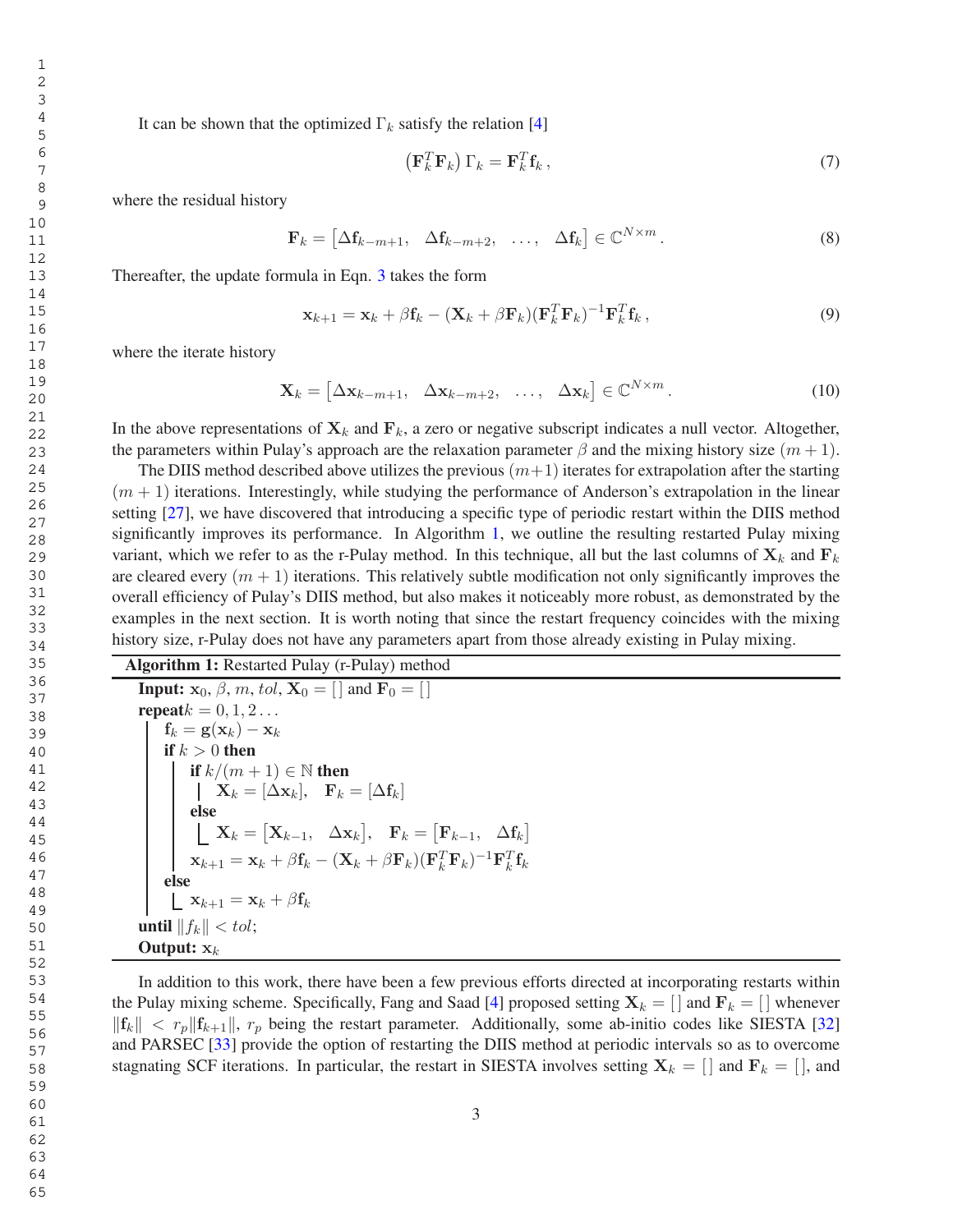It can be shown that the optimized $\Gamma_k$ satisfy the relation [4]

$$\left(\mathbf{F}_k^T\mathbf{F}_k\right)\Gamma_k = \mathbf{F}_k^T\mathbf{f}_k\,, \tag{7}$$

where the residual history

$$\mathbf{F}_k = \begin{bmatrix}\Delta\mathbf{f}_{k-m+1}, & \Delta\mathbf{f}_{k-m+2}, & \ldots, & \Delta\mathbf{f}_k\end{bmatrix} \in \mathbb{C}^{N\times m}\,. \tag{8}$$

Thereafter, the update formula in Eqn. 3 takes the form

$$\mathbf{x}_{k+1} = \mathbf{x}_k + \beta\mathbf{f}_k - (\mathbf{X}_k + \beta\mathbf{F}_k)(\mathbf{F}_k^T\mathbf{F}_k)^{-1}\mathbf{F}_k^T\mathbf{f}_k\,, \tag{9}$$

where the iterate history

$$\mathbf{X}_k = \begin{bmatrix}\Delta\mathbf{x}_{k-m+1}, & \Delta\mathbf{x}_{k-m+2}, & \ldots, & \Delta\mathbf{x}_k\end{bmatrix} \in \mathbb{C}^{N\times m}\,. \tag{10}$$

In the above representations of $\mathbf{X}_k$ and $\mathbf{F}_k$, a zero or negative subscript indicates a null vector. Altogether, the parameters within Pulay's approach are the relaxation parameter $\beta$ and the mixing history size $(m+1)$.

The DIIS method described above utilizes the previous $(m+1)$ iterates for extrapolation after the starting $(m+1)$ iterations. Interestingly, while studying the performance of Anderson's extrapolation in the linear setting [27], we have discovered that introducing a specific type of periodic restart within the DIIS method significantly improves its performance. In Algorithm 1, we outline the resulting restarted Pulay mixing variant, which we refer to as the r-Pulay method. In this technique, all but the last columns of $\mathbf{X}_k$ and $\mathbf{F}_k$ are cleared every $(m+1)$ iterations. This relatively subtle modification not only significantly improves the overall efficiency of Pulay's DIIS method, but also makes it noticeably more robust, as demonstrated by the examples in the next section. It is worth noting that since the restart frequency coincides with the mixing history size, r-Pulay does not have any parameters apart from those already existing in Pulay mixing.

**Algorithm 1:** Restarted Pulay (r-Pulay) method

**Input:** $\mathbf{x}_0$, $\beta$, $m$, $tol$, $\mathbf{X}_0 = [\,]$ and $\mathbf{F}_0 = [\,]$
**repeat** $k = 0, 1, 2\ldots$
  $\mathbf{f}_k = \mathbf{g}(\mathbf{x}_k) - \mathbf{x}_k$
  **if** $k > 0$ **then**
    **if** $k/(m+1) \in \mathbb{N}$ **then**
      $\mathbf{X}_k = [\Delta\mathbf{x}_k]$, $\quad \mathbf{F}_k = [\Delta\mathbf{f}_k]$
    **else**
      $\mathbf{X}_k = \begin{bmatrix}\mathbf{X}_{k-1}, & \Delta\mathbf{x}_k\end{bmatrix}$, $\quad \mathbf{F}_k = \begin{bmatrix}\mathbf{F}_{k-1}, & \Delta\mathbf{f}_k\end{bmatrix}$
    $\mathbf{x}_{k+1} = \mathbf{x}_k + \beta\mathbf{f}_k - (\mathbf{X}_k + \beta\mathbf{F}_k)(\mathbf{F}_k^T\mathbf{F}_k)^{-1}\mathbf{F}_k^T\mathbf{f}_k$
  **else**
    $\mathbf{x}_{k+1} = \mathbf{x}_k + \beta\mathbf{f}_k$
**until** $\|f_k\| < tol$;
**Output:** $\mathbf{x}_k$

In addition to this work, there have been a few previous efforts directed at incorporating restarts within the Pulay mixing scheme. Specifically, Fang and Saad [4] proposed setting $\mathbf{X}_k = [\,]$ and $\mathbf{F}_k = [\,]$ whenever $\|\mathbf{f}_k\| < r_p\|\mathbf{f}_{k+1}\|$, $r_p$ being the restart parameter. Additionally, some ab-initio codes like SIESTA [32] and PARSEC [33] provide the option of restarting the DIIS method at periodic intervals so as to overcome stagnating SCF iterations. In particular, the restart in SIESTA involves setting $\mathbf{X}_k = [\,]$ and $\mathbf{F}_k = [\,]$, and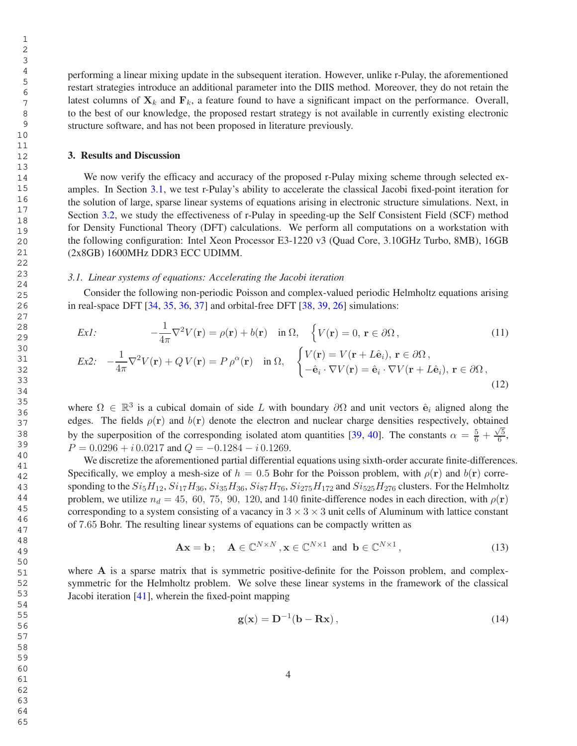performing a linear mixing update in the subsequent iteration. However, unlike r-Pulay, the aforementioned restart strategies introduce an additional parameter into the DIIS method. Moreover, they do not retain the latest columns of $\mathbf{X}_k$ and $\mathbf{F}_k$, a feature found to have a significant impact on the performance. Overall, to the best of our knowledge, the proposed restart strategy is not available in currently existing electronic structure software, and has not been proposed in literature previously.

## 3. Results and Discussion

We now verify the efficacy and accuracy of the proposed r-Pulay mixing scheme through selected examples. In Section 3.1, we test r-Pulay's ability to accelerate the classical Jacobi fixed-point iteration for the solution of large, sparse linear systems of equations arising in electronic structure simulations. Next, in Section 3.2, we study the effectiveness of r-Pulay in speeding-up the Self Consistent Field (SCF) method for Density Functional Theory (DFT) calculations. We perform all computations on a workstation with the following configuration: Intel Xeon Processor E3-1220 v3 (Quad Core, 3.10GHz Turbo, 8MB), 16GB (2x8GB) 1600MHz DDR3 ECC UDIMM.

### *3.1. Linear systems of equations: Accelerating the Jacobi iteration*

Consider the following non-periodic Poisson and complex-valued periodic Helmholtz equations arising in real-space DFT [34, 35, 36, 37] and orbital-free DFT [38, 39, 26] simulations:

$$\textit{Ex1:} \quad -\frac{1}{4\pi}\nabla^2 V(\mathbf{r}) = \rho(\mathbf{r}) + b(\mathbf{r}) \quad \text{in } \Omega, \quad \Big\{ V(\mathbf{r}) = 0, \, \mathbf{r} \in \partial\Omega \,, \tag{11}$$

$$\textit{Ex2:} \quad -\frac{1}{4\pi}\nabla^2 V(\mathbf{r}) + Q\, V(\mathbf{r}) = P\, \rho^{\alpha}(\mathbf{r}) \quad \text{in } \Omega, \quad \begin{cases} V(\mathbf{r}) = V(\mathbf{r} + L\hat{\mathbf{e}}_i), \, \mathbf{r} \in \partial\Omega \,, \\ -\hat{\mathbf{e}}_i \cdot \nabla V(\mathbf{r}) = \hat{\mathbf{e}}_i \cdot \nabla V(\mathbf{r} + L\hat{\mathbf{e}}_i), \, \mathbf{r} \in \partial\Omega \,, \end{cases} \tag{12}$$

where $\Omega \in \mathbb{R}^3$ is a cubical domain of side $L$ with boundary $\partial\Omega$ and unit vectors $\hat{\mathbf{e}}_i$ aligned along the edges. The fields $\rho(\mathbf{r})$ and $b(\mathbf{r})$ denote the electron and nuclear charge densities respectively, obtained by the superposition of the corresponding isolated atom quantities [39, 40]. The constants $\alpha = \frac{5}{6} + \frac{\sqrt{5}}{6}$, $P = 0.0296 + i\, 0.0217$ and $Q = -0.1284 - i\, 0.1269$.

We discretize the aforementioned partial differential equations using sixth-order accurate finite-differences. Specifically, we employ a mesh-size of $h = 0.5$ Bohr for the Poisson problem, with $\rho(\mathbf{r})$ and $b(\mathbf{r})$ corresponding to the $Si_5H_{12}$, $Si_{17}H_{36}$, $Si_{35}H_{36}$, $Si_{87}H_{76}$, $Si_{275}H_{172}$ and $Si_{525}H_{276}$ clusters. For the Helmholtz problem, we utilize $n_d = 45,\ 60,\ 75,\ 90,\ 120,$ and $140$ finite-difference nodes in each direction, with $\rho(\mathbf{r})$ corresponding to a system consisting of a vacancy in $3 \times 3 \times 3$ unit cells of Aluminum with lattice constant of 7.65 Bohr. The resulting linear systems of equations can be compactly written as

$$\mathbf{A}\mathbf{x} = \mathbf{b}\,; \quad \mathbf{A} \in \mathbb{C}^{N \times N}, \mathbf{x} \in \mathbb{C}^{N \times 1} \text{ and } \mathbf{b} \in \mathbb{C}^{N \times 1}\,, \tag{13}$$

where $\mathbf{A}$ is a sparse matrix that is symmetric positive-definite for the Poisson problem, and complex-symmetric for the Helmholtz problem. We solve these linear systems in the framework of the classical Jacobi iteration [41], wherein the fixed-point mapping

$$\mathbf{g}(\mathbf{x}) = \mathbf{D}^{-1}(\mathbf{b} - \mathbf{R}\mathbf{x})\,, \tag{14}$$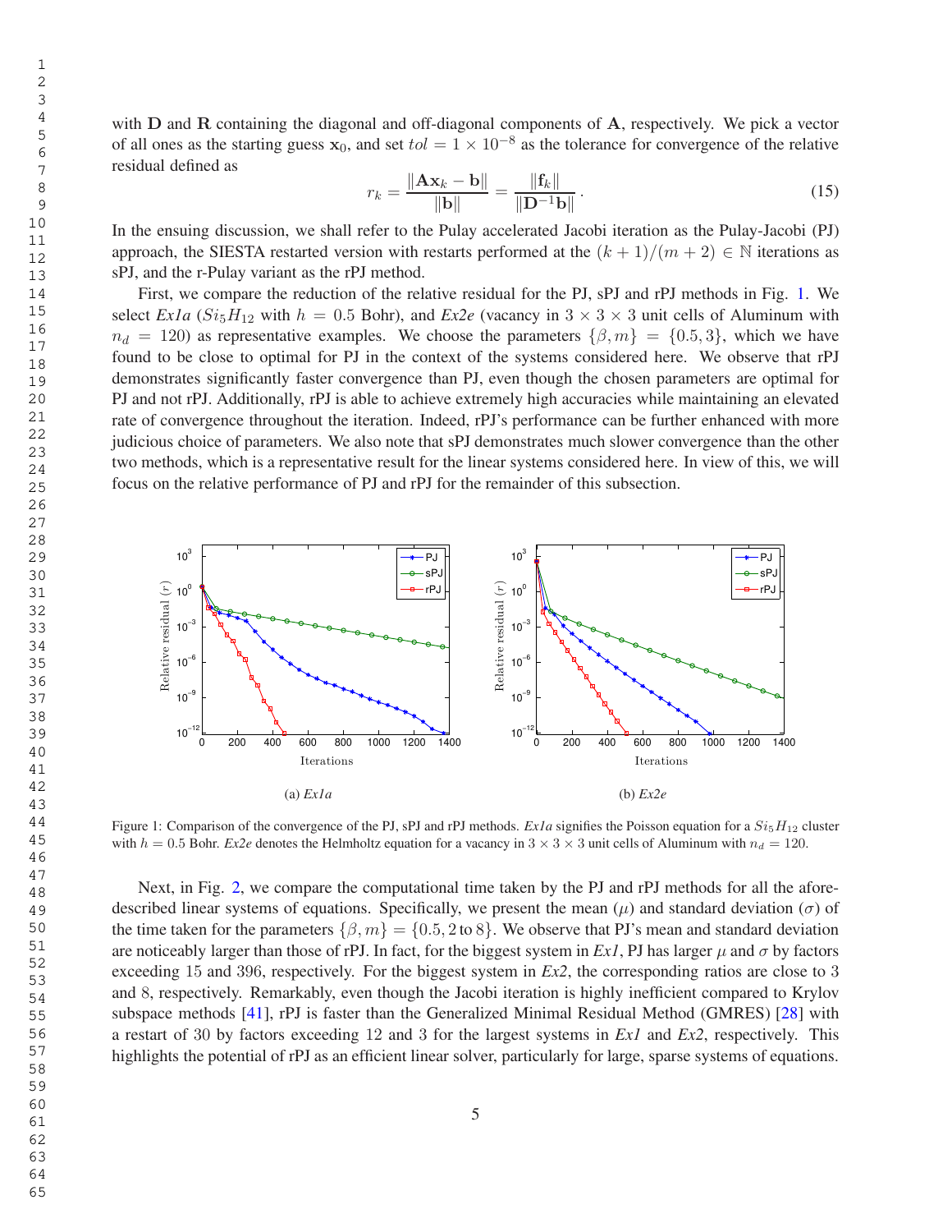with $\mathbf{D}$ and $\mathbf{R}$ containing the diagonal and off-diagonal components of $\mathbf{A}$, respectively. We pick a vector of all ones as the starting guess $\mathbf{x}_0$, and set $tol = 1 \times 10^{-8}$ as the tolerance for convergence of the relative residual defined as

$$r_k = \frac{\|\mathbf{A}\mathbf{x}_k - \mathbf{b}\|}{\|\mathbf{b}\|} = \frac{\|\mathbf{f}_k\|}{\|\mathbf{D}^{-1}\mathbf{b}\|} \,. \tag{15}$$

In the ensuing discussion, we shall refer to the Pulay accelerated Jacobi iteration as the Pulay-Jacobi (PJ) approach, the SIESTA restarted version with restarts performed at the $(k+1)/(m+2) \in \mathbb{N}$ iterations as sPJ, and the r-Pulay variant as the rPJ method.

First, we compare the reduction of the relative residual for the PJ, sPJ and rPJ methods in Fig. 1. We select *Ex1a* ($Si_5H_{12}$ with $h = 0.5$ Bohr), and *Ex2e* (vacancy in $3 \times 3 \times 3$ unit cells of Aluminum with $n_d = 120$) as representative examples. We choose the parameters $\{\beta, m\} = \{0.5, 3\}$, which we have found to be close to optimal for PJ in the context of the systems considered here. We observe that rPJ demonstrates significantly faster convergence than PJ, even though the chosen parameters are optimal for PJ and not rPJ. Additionally, rPJ is able to achieve extremely high accuracies while maintaining an elevated rate of convergence throughout the iteration. Indeed, rPJ's performance can be further enhanced with more judicious choice of parameters. We also note that sPJ demonstrates much slower convergence than the other two methods, which is a representative result for the linear systems considered here. In view of this, we will focus on the relative performance of PJ and rPJ for the remainder of this subsection.

(a) *Ex1a*

(b) *Ex2e*

Figure 1: Comparison of the convergence of the PJ, sPJ and rPJ methods. *Ex1a* signifies the Poisson equation for a $Si_5H_{12}$ cluster with $h = 0.5$ Bohr. *Ex2e* denotes the Helmholtz equation for a vacancy in $3 \times 3 \times 3$ unit cells of Aluminum with $n_d = 120$.

Next, in Fig. 2, we compare the computational time taken by the PJ and rPJ methods for all the afore-described linear systems of equations. Specifically, we present the mean ($\mu$) and standard deviation ($\sigma$) of the time taken for the parameters $\{\beta, m\} = \{0.5, 2 \text{ to } 8\}$. We observe that PJ's mean and standard deviation are noticeably larger than those of rPJ. In fact, for the biggest system in *Ex1*, PJ has larger $\mu$ and $\sigma$ by factors exceeding 15 and 396, respectively. For the biggest system in *Ex2*, the corresponding ratios are close to 3 and 8, respectively. Remarkably, even though the Jacobi iteration is highly inefficient compared to Krylov subspace methods [41], rPJ is faster than the Generalized Minimal Residual Method (GMRES) [28] with a restart of 30 by factors exceeding 12 and 3 for the largest systems in *Ex1* and *Ex2*, respectively. This highlights the potential of rPJ as an efficient linear solver, particularly for large, sparse systems of equations.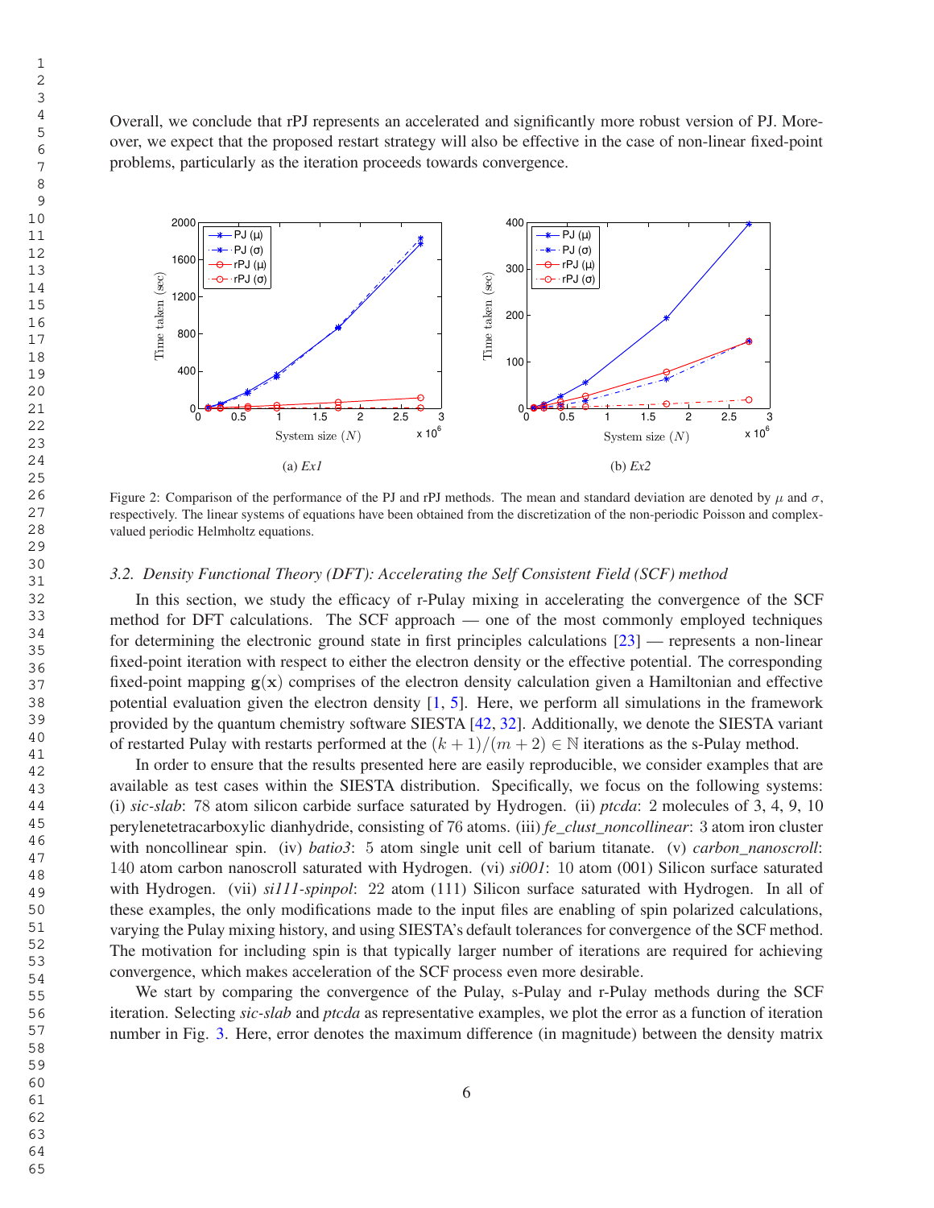Overall, we conclude that rPJ represents an accelerated and significantly more robust version of PJ. Moreover, we expect that the proposed restart strategy will also be effective in the case of non-linear fixed-point problems, particularly as the iteration proceeds towards convergence.

(a) *Ex1*

(b) *Ex2*

Figure 2: Comparison of the performance of the PJ and rPJ methods. The mean and standard deviation are denoted by $\mu$ and $\sigma$, respectively. The linear systems of equations have been obtained from the discretization of the non-periodic Poisson and complex-valued periodic Helmholtz equations.

### 3.2. Density Functional Theory (DFT): Accelerating the Self Consistent Field (SCF) method

In this section, we study the efficacy of r-Pulay mixing in accelerating the convergence of the SCF method for DFT calculations. The SCF approach — one of the most commonly employed techniques for determining the electronic ground state in first principles calculations [23] — represents a non-linear fixed-point iteration with respect to either the electron density or the effective potential. The corresponding fixed-point mapping $\mathbf{g}(\mathbf{x})$ comprises of the electron density calculation given a Hamiltonian and effective potential evaluation given the electron density [1, 5]. Here, we perform all simulations in the framework provided by the quantum chemistry software SIESTA [42, 32]. Additionally, we denote the SIESTA variant of restarted Pulay with restarts performed at the $(k+1)/(m+2) \in \mathbb{N}$ iterations as the s-Pulay method.

In order to ensure that the results presented here are easily reproducible, we consider examples that are available as test cases within the SIESTA distribution. Specifically, we focus on the following systems: (i) *sic-slab*: 78 atom silicon carbide surface saturated by Hydrogen. (ii) *ptcda*: 2 molecules of 3, 4, 9, 10 perylenetetracarboxylic dianhydride, consisting of 76 atoms. (iii) *fe_clust_noncollinear*: 3 atom iron cluster with noncollinear spin. (iv) *batio3*: 5 atom single unit cell of barium titanate. (v) *carbon_nanoscroll*: 140 atom carbon nanoscroll saturated with Hydrogen. (vi) *si001*: 10 atom (001) Silicon surface saturated with Hydrogen. (vii) *si111-spinpol*: 22 atom (111) Silicon surface saturated with Hydrogen. In all of these examples, the only modifications made to the input files are enabling of spin polarized calculations, varying the Pulay mixing history, and using SIESTA's default tolerances for convergence of the SCF method. The motivation for including spin is that typically larger number of iterations are required for achieving convergence, which makes acceleration of the SCF process even more desirable.

We start by comparing the convergence of the Pulay, s-Pulay and r-Pulay methods during the SCF iteration. Selecting *sic-slab* and *ptcda* as representative examples, we plot the error as a function of iteration number in Fig. 3. Here, error denotes the maximum difference (in magnitude) between the density matrix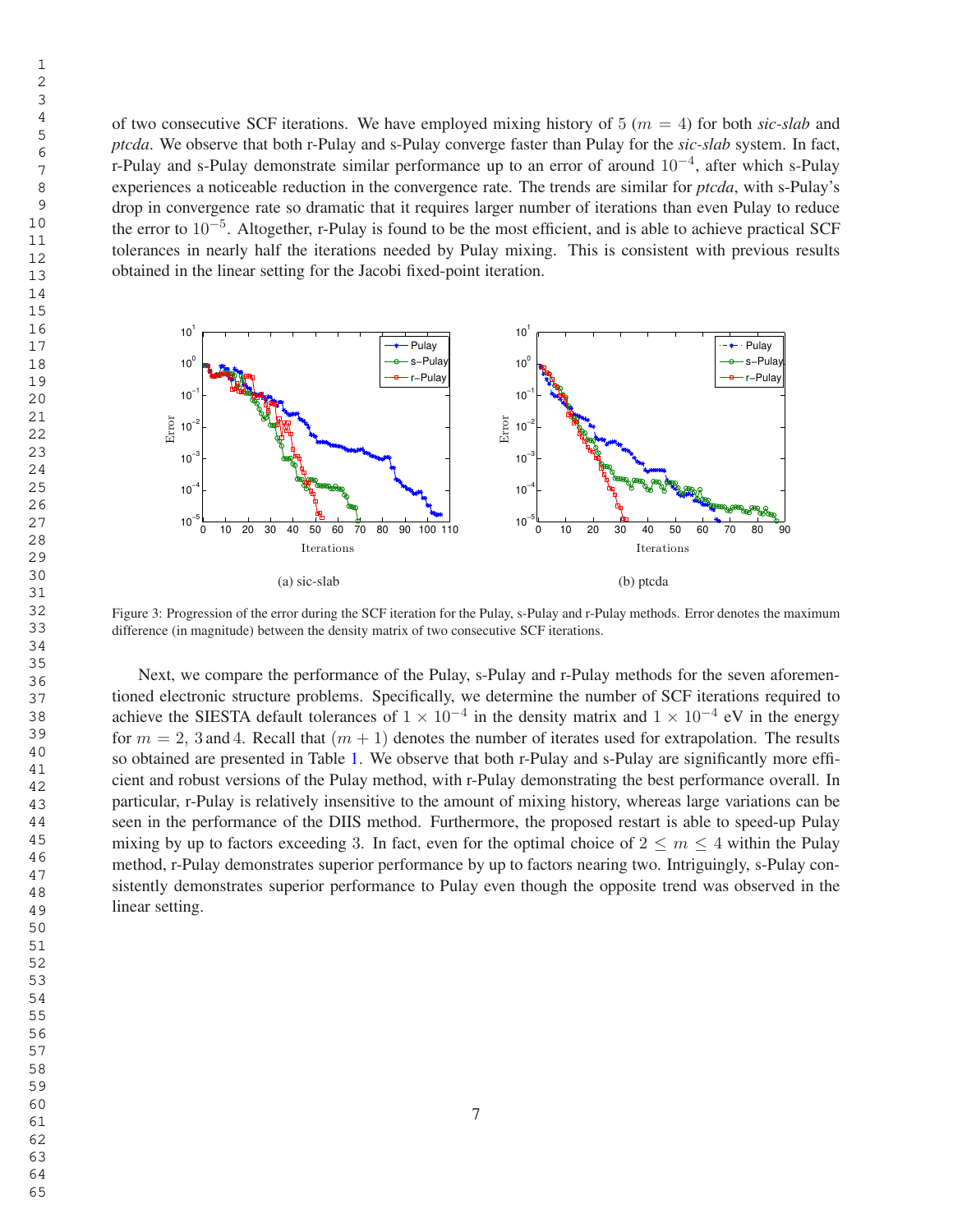of two consecutive SCF iterations. We have employed mixing history of 5 ($m = 4$) for both *sic-slab* and *ptcda*. We observe that both r-Pulay and s-Pulay converge faster than Pulay for the *sic-slab* system. In fact, r-Pulay and s-Pulay demonstrate similar performance up to an error of around $10^{-4}$, after which s-Pulay experiences a noticeable reduction in the convergence rate. The trends are similar for *ptcda*, with s-Pulay's drop in convergence rate so dramatic that it requires larger number of iterations than even Pulay to reduce the error to $10^{-5}$. Altogether, r-Pulay is found to be the most efficient, and is able to achieve practical SCF tolerances in nearly half the iterations needed by Pulay mixing. This is consistent with previous results obtained in the linear setting for the Jacobi fixed-point iteration.

(a) sic-slab

(b) ptcda

Figure 3: Progression of the error during the SCF iteration for the Pulay, s-Pulay and r-Pulay methods. Error denotes the maximum difference (in magnitude) between the density matrix of two consecutive SCF iterations.

Next, we compare the performance of the Pulay, s-Pulay and r-Pulay methods for the seven aforementioned electronic structure problems. Specifically, we determine the number of SCF iterations required to achieve the SIESTA default tolerances of $1 \times 10^{-4}$ in the density matrix and $1 \times 10^{-4}$ eV in the energy for $m = 2$, 3 and 4. Recall that $(m + 1)$ denotes the number of iterates used for extrapolation. The results so obtained are presented in Table 1. We observe that both r-Pulay and s-Pulay are significantly more efficient and robust versions of the Pulay method, with r-Pulay demonstrating the best performance overall. In particular, r-Pulay is relatively insensitive to the amount of mixing history, whereas large variations can be seen in the performance of the DIIS method. Furthermore, the proposed restart is able to speed-up Pulay mixing by up to factors exceeding 3. In fact, even for the optimal choice of $2 \leq m \leq 4$ within the Pulay method, r-Pulay demonstrates superior performance by up to factors nearing two. Intriguingly, s-Pulay consistently demonstrates superior performance to Pulay even though the opposite trend was observed in the linear setting.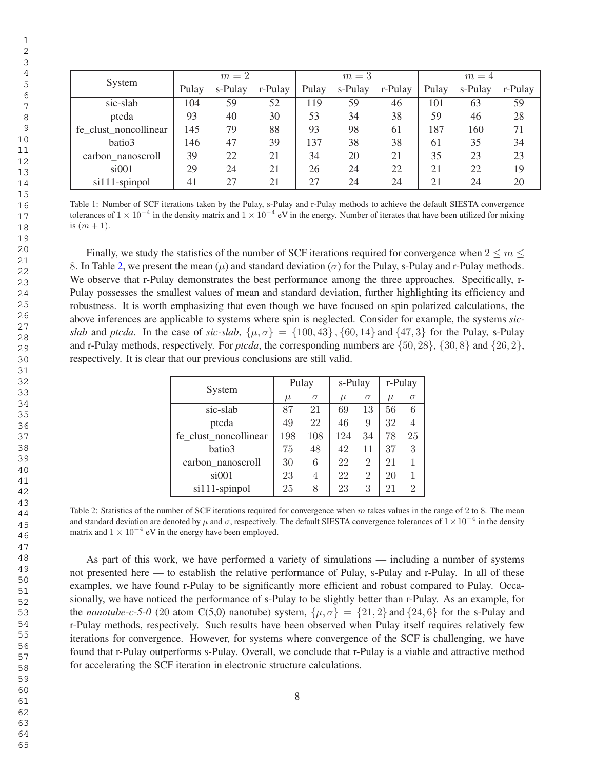| System | $m = 2$ | | | $m = 3$ | | | $m = 4$ | | |
|---|---|---|---|---|---|---|---|---|---|
| | Pulay | s-Pulay | r-Pulay | Pulay | s-Pulay | r-Pulay | Pulay | s-Pulay | r-Pulay |
| sic-slab | 104 | 59 | 52 | 119 | 59 | 46 | 101 | 63 | 59 |
| ptcda | 93 | 40 | 30 | 53 | 34 | 38 | 59 | 46 | 28 |
| fe_clust_noncollinear | 145 | 79 | 88 | 93 | 98 | 61 | 187 | 160 | 71 |
| batio3 | 146 | 47 | 39 | 137 | 38 | 38 | 61 | 35 | 34 |
| carbon_nanoscroll | 39 | 22 | 21 | 34 | 20 | 21 | 35 | 23 | 23 |
| si001 | 29 | 24 | 21 | 26 | 24 | 22 | 21 | 22 | 19 |
| si111-spinpol | 41 | 27 | 21 | 27 | 24 | 24 | 21 | 24 | 20 |

Table 1: Number of SCF iterations taken by the Pulay, s-Pulay and r-Pulay methods to achieve the default SIESTA convergence tolerances of $1 \times 10^{-4}$ in the density matrix and $1 \times 10^{-4}$ eV in the energy. Number of iterates that have been utilized for mixing is $(m + 1)$.

Finally, we study the statistics of the number of SCF iterations required for convergence when $2 \leq m \leq 8$. In Table 2, we present the mean ($\mu$) and standard deviation ($\sigma$) for the Pulay, s-Pulay and r-Pulay methods. We observe that r-Pulay demonstrates the best performance among the three approaches. Specifically, r-Pulay possesses the smallest values of mean and standard deviation, further highlighting its efficiency and robustness. It is worth emphasizing that even though we have focused on spin polarized calculations, the above inferences are applicable to systems where spin is neglected. Consider for example, the systems *sic-slab* and *ptcda*. In the case of *sic-slab*, $\{\mu, \sigma\} = \{100, 43\}, \{60, 14\}$ and $\{47, 3\}$ for the Pulay, s-Pulay and r-Pulay methods, respectively. For *ptcda*, the corresponding numbers are $\{50, 28\}$, $\{30, 8\}$ and $\{26, 2\}$, respectively. It is clear that our previous conclusions are still valid.

| System | Pulay | | s-Pulay | | r-Pulay | |
|---|---|---|---|---|---|---|
| | $\mu$ | $\sigma$ | $\mu$ | $\sigma$ | $\mu$ | $\sigma$ |
| sic-slab | 87 | 21 | 69 | 13 | 56 | 6 |
| ptcda | 49 | 22 | 46 | 9 | 32 | 4 |
| fe_clust_noncollinear | 198 | 108 | 124 | 34 | 78 | 25 |
| batio3 | 75 | 48 | 42 | 11 | 37 | 3 |
| carbon_nanoscroll | 30 | 6 | 22 | 2 | 21 | 1 |
| si001 | 23 | 4 | 22 | 2 | 20 | 1 |
| si111-spinpol | 25 | 8 | 23 | 3 | 21 | 2 |

Table 2: Statistics of the number of SCF iterations required for convergence when $m$ takes values in the range of 2 to 8. The mean and standard deviation are denoted by $\mu$ and $\sigma$, respectively. The default SIESTA convergence tolerances of $1 \times 10^{-4}$ in the density matrix and $1 \times 10^{-4}$ eV in the energy have been employed.

As part of this work, we have performed a variety of simulations — including a number of systems not presented here — to establish the relative performance of Pulay, s-Pulay and r-Pulay. In all of these examples, we have found r-Pulay to be significantly more efficient and robust compared to Pulay. Occasionally, we have noticed the performance of s-Pulay to be slightly better than r-Pulay. As an example, for the *nanotube-c-5-0* (20 atom C(5,0) nanotube) system, $\{\mu, \sigma\} = \{21, 2\}$ and $\{24, 6\}$ for the s-Pulay and r-Pulay methods, respectively. Such results have been observed when Pulay itself requires relatively few iterations for convergence. However, for systems where convergence of the SCF is challenging, we have found that r-Pulay outperforms s-Pulay. Overall, we conclude that r-Pulay is a viable and attractive method for accelerating the SCF iteration in electronic structure calculations.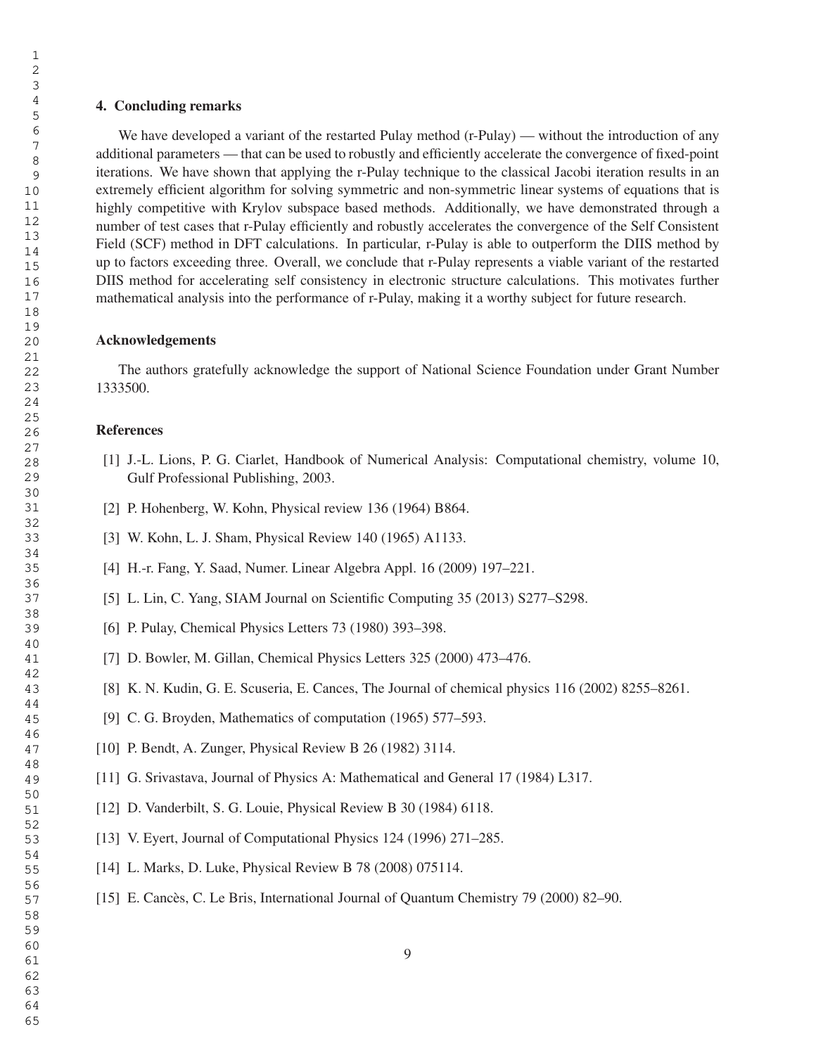## 4. Concluding remarks

We have developed a variant of the restarted Pulay method (r-Pulay) — without the introduction of any additional parameters — that can be used to robustly and efficiently accelerate the convergence of fixed-point iterations. We have shown that applying the r-Pulay technique to the classical Jacobi iteration results in an extremely efficient algorithm for solving symmetric and non-symmetric linear systems of equations that is highly competitive with Krylov subspace based methods. Additionally, we have demonstrated through a number of test cases that r-Pulay efficiently and robustly accelerates the convergence of the Self Consistent Field (SCF) method in DFT calculations. In particular, r-Pulay is able to outperform the DIIS method by up to factors exceeding three. Overall, we conclude that r-Pulay represents a viable variant of the restarted DIIS method for accelerating self consistency in electronic structure calculations. This motivates further mathematical analysis into the performance of r-Pulay, making it a worthy subject for future research.

## Acknowledgements

The authors gratefully acknowledge the support of National Science Foundation under Grant Number 1333500.

## References

[1] J.-L. Lions, P. G. Ciarlet, Handbook of Numerical Analysis: Computational chemistry, volume 10, Gulf Professional Publishing, 2003.

[2] P. Hohenberg, W. Kohn, Physical review 136 (1964) B864.

[3] W. Kohn, L. J. Sham, Physical Review 140 (1965) A1133.

[4] H.-r. Fang, Y. Saad, Numer. Linear Algebra Appl. 16 (2009) 197–221.

[5] L. Lin, C. Yang, SIAM Journal on Scientific Computing 35 (2013) S277–S298.

[6] P. Pulay, Chemical Physics Letters 73 (1980) 393–398.

[7] D. Bowler, M. Gillan, Chemical Physics Letters 325 (2000) 473–476.

[8] K. N. Kudin, G. E. Scuseria, E. Cances, The Journal of chemical physics 116 (2002) 8255–8261.

[9] C. G. Broyden, Mathematics of computation (1965) 577–593.

[10] P. Bendt, A. Zunger, Physical Review B 26 (1982) 3114.

[11] G. Srivastava, Journal of Physics A: Mathematical and General 17 (1984) L317.

[12] D. Vanderbilt, S. G. Louie, Physical Review B 30 (1984) 6118.

[13] V. Eyert, Journal of Computational Physics 124 (1996) 271–285.

[14] L. Marks, D. Luke, Physical Review B 78 (2008) 075114.

[15] E. Cancès, C. Le Bris, International Journal of Quantum Chemistry 79 (2000) 82–90.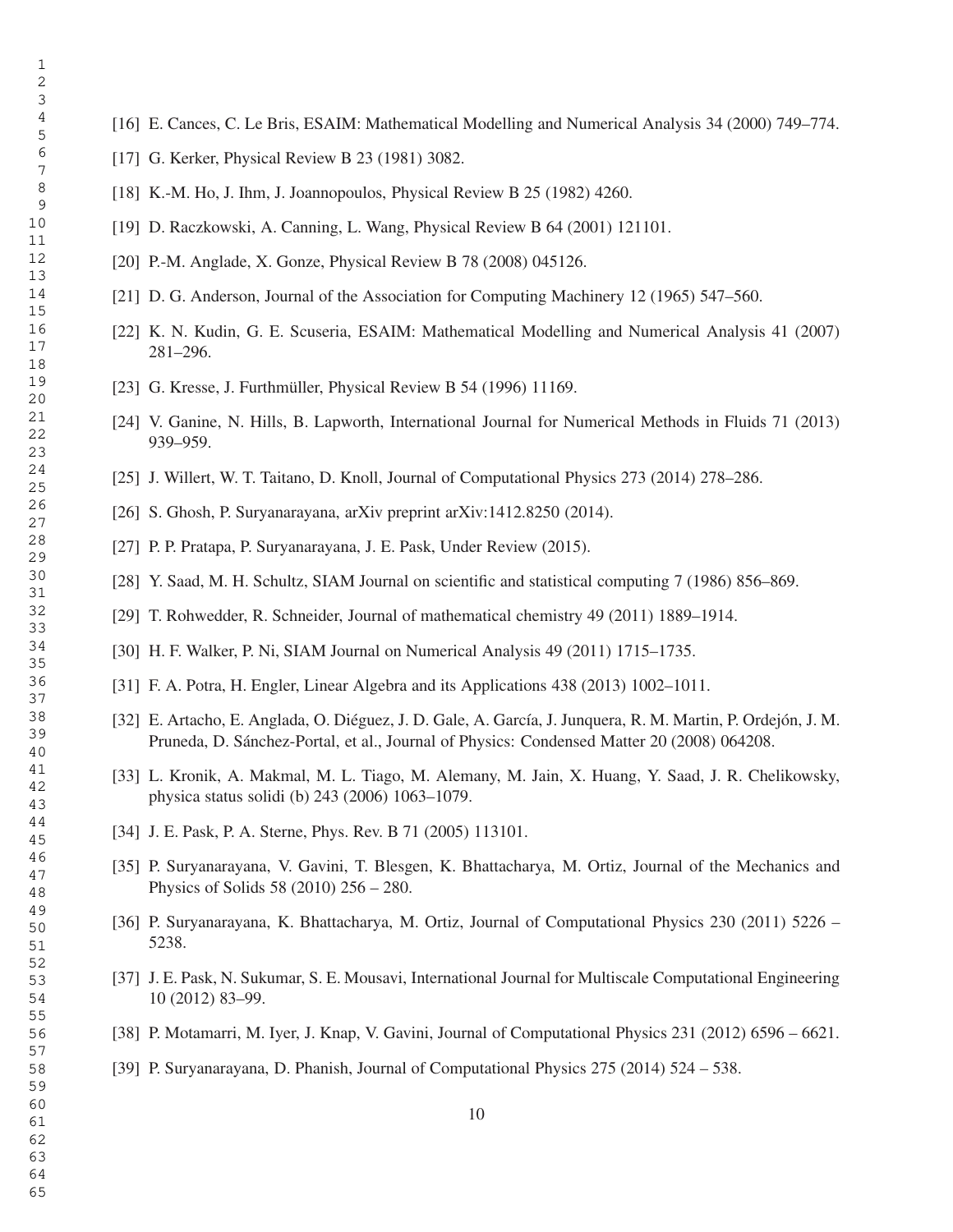[16] E. Cances, C. Le Bris, ESAIM: Mathematical Modelling and Numerical Analysis 34 (2000) 749–774.

[17] G. Kerker, Physical Review B 23 (1981) 3082.

[18] K.-M. Ho, J. Ihm, J. Joannopoulos, Physical Review B 25 (1982) 4260.

[19] D. Raczkowski, A. Canning, L. Wang, Physical Review B 64 (2001) 121101.

[20] P.-M. Anglade, X. Gonze, Physical Review B 78 (2008) 045126.

[21] D. G. Anderson, Journal of the Association for Computing Machinery 12 (1965) 547–560.

[22] K. N. Kudin, G. E. Scuseria, ESAIM: Mathematical Modelling and Numerical Analysis 41 (2007) 281–296.

[23] G. Kresse, J. Furthmüller, Physical Review B 54 (1996) 11169.

[24] V. Ganine, N. Hills, B. Lapworth, International Journal for Numerical Methods in Fluids 71 (2013) 939–959.

[25] J. Willert, W. T. Taitano, D. Knoll, Journal of Computational Physics 273 (2014) 278–286.

[26] S. Ghosh, P. Suryanarayana, arXiv preprint arXiv:1412.8250 (2014).

[27] P. P. Pratapa, P. Suryanarayana, J. E. Pask, Under Review (2015).

[28] Y. Saad, M. H. Schultz, SIAM Journal on scientific and statistical computing 7 (1986) 856–869.

[29] T. Rohwedder, R. Schneider, Journal of mathematical chemistry 49 (2011) 1889–1914.

[30] H. F. Walker, P. Ni, SIAM Journal on Numerical Analysis 49 (2011) 1715–1735.

[31] F. A. Potra, H. Engler, Linear Algebra and its Applications 438 (2013) 1002–1011.

[32] E. Artacho, E. Anglada, O. Diéguez, J. D. Gale, A. García, J. Junquera, R. M. Martin, P. Ordejón, J. M. Pruneda, D. Sánchez-Portal, et al., Journal of Physics: Condensed Matter 20 (2008) 064208.

[33] L. Kronik, A. Makmal, M. L. Tiago, M. Alemany, M. Jain, X. Huang, Y. Saad, J. R. Chelikowsky, physica status solidi (b) 243 (2006) 1063–1079.

[34] J. E. Pask, P. A. Sterne, Phys. Rev. B 71 (2005) 113101.

[35] P. Suryanarayana, V. Gavini, T. Blesgen, K. Bhattacharya, M. Ortiz, Journal of the Mechanics and Physics of Solids 58 (2010) 256 – 280.

[36] P. Suryanarayana, K. Bhattacharya, M. Ortiz, Journal of Computational Physics 230 (2011) 5226 – 5238.

[37] J. E. Pask, N. Sukumar, S. E. Mousavi, International Journal for Multiscale Computational Engineering 10 (2012) 83–99.

[38] P. Motamarri, M. Iyer, J. Knap, V. Gavini, Journal of Computational Physics 231 (2012) 6596 – 6621.

[39] P. Suryanarayana, D. Phanish, Journal of Computational Physics 275 (2014) 524 – 538.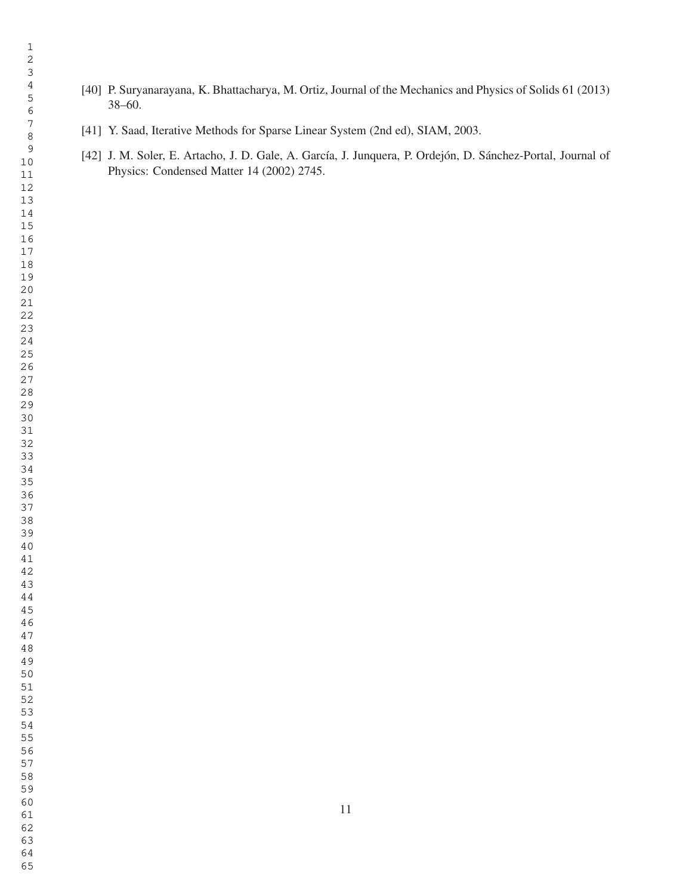[40] P. Suryanarayana, K. Bhattacharya, M. Ortiz, Journal of the Mechanics and Physics of Solids 61 (2013) 38–60.

[41] Y. Saad, Iterative Methods for Sparse Linear System (2nd ed), SIAM, 2003.

[42] J. M. Soler, E. Artacho, J. D. Gale, A. García, J. Junquera, P. Ordejón, D. Sánchez-Portal, Journal of Physics: Condensed Matter 14 (2002) 2745.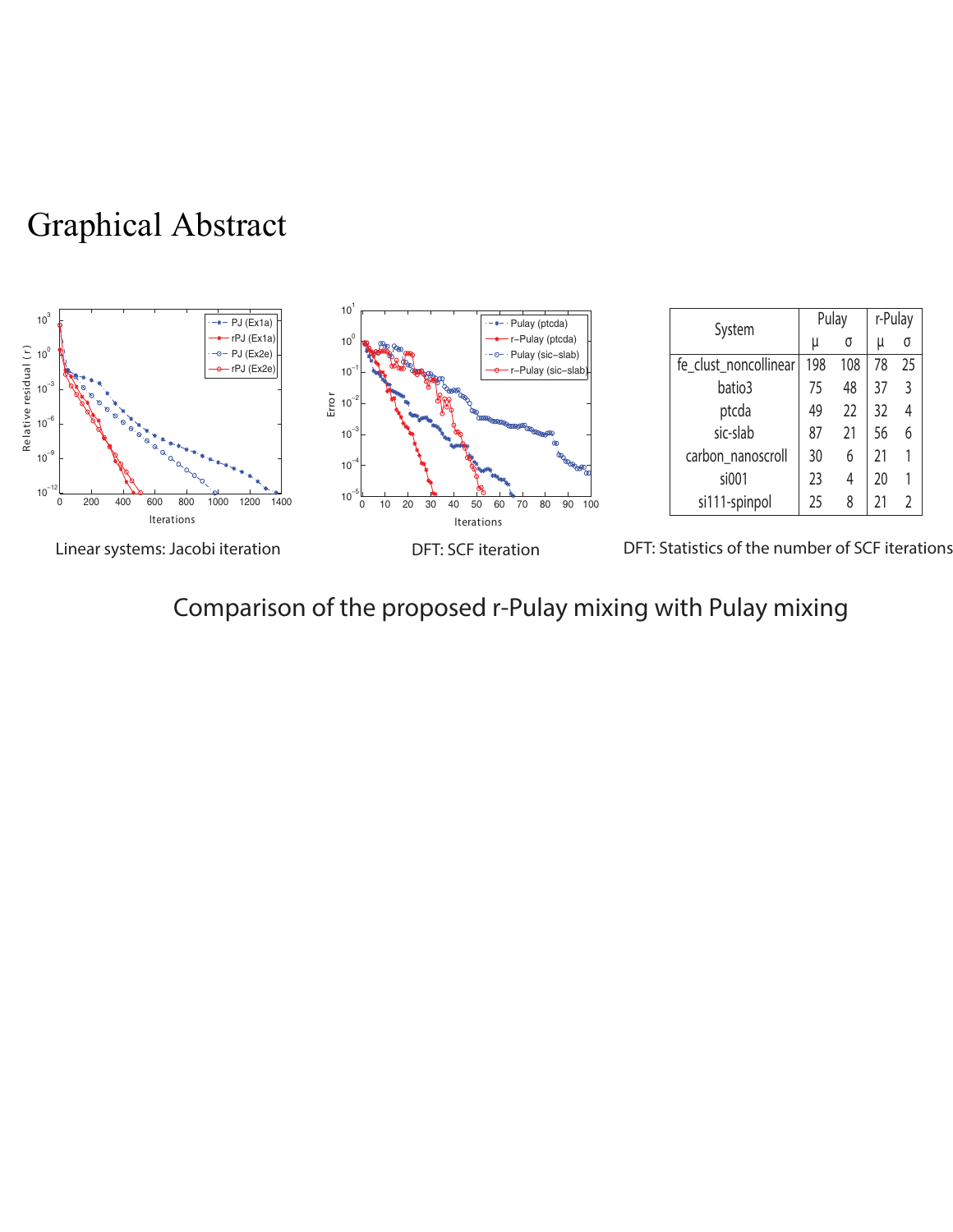# Graphical Abstract

$10^{3}$
$10^{0}$
$10^{-3}$
$10^{-6}$
$10^{-9}$
$10^{-12}$
Relative residual ( r )
0 200 400 600 800 1000 1200 1400
Iterations
PJ (Ex1a)
rPJ (Ex1a)
PJ (Ex2e)
rPJ (Ex2e)

Linear systems: Jacobi iteration

$10^{1}$
$10^{0}$
$10^{-1}$
$10^{-2}$
$10^{-3}$
$10^{-4}$
$10^{-5}$
Error
0 10 20 30 40 50 60 70 80 90 100
Iterations
Pulay (ptcda)
r–Pulay (ptcda)
Pulay (sic–slab)
r–Pulay (sic–slab)

DFT: SCF iteration

| System | Pulay | | r-Pulay | |
|---|---|---|---|---|
| | μ | σ | μ | σ |
| fe_clust_noncollinear | 198 | 108 | 78 | 25 |
| batio3 | 75 | 48 | 37 | 3 |
| ptcda | 49 | 22 | 32 | 4 |
| sic-slab | 87 | 21 | 56 | 6 |
| carbon_nanoscroll | 30 | 6 | 21 | 1 |
| si001 | 23 | 4 | 20 | 1 |
| si111-spinpol | 25 | 8 | 21 | 2 |

DFT: Statistics of the number of SCF iterations

Comparison of the proposed r-Pulay mixing with Pulay mixing